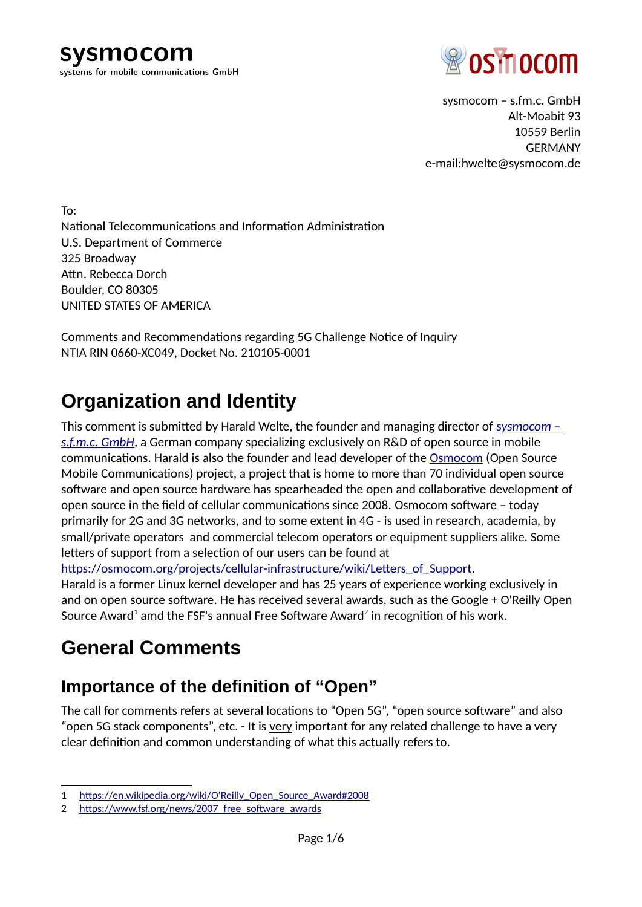sysmocom
systems for mobile communications GmbH

osmocom

sysmocom – s.fm.c. GmbH
Alt-Moabit 93
10559 Berlin
GERMANY
e-mail:hwelte@sysmocom.de

To:
National Telecommunications and Information Administration
U.S. Department of Commerce
325 Broadway
Attn. Rebecca Dorch
Boulder, CO 80305
UNITED STATES OF AMERICA

Comments and Recommendations regarding 5G Challenge Notice of Inquiry
NTIA RIN 0660-XC049, Docket No. 210105-0001

# Organization and Identity

This comment is submitted by Harald Welte, the founder and managing director of *sysmocom – s.f.m.c. GmbH*, a German company specializing exclusively on R&D of open source in mobile communications. Harald is also the founder and lead developer of the Osmocom (Open Source Mobile Communications) project, a project that is home to more than 70 individual open source software and open source hardware has spearheaded the open and collaborative development of open source in the field of cellular communications since 2008. Osmocom software – today primarily for 2G and 3G networks, and to some extent in 4G - is used in research, academia, by small/private operators and commercial telecom operators or equipment suppliers alike. Some letters of support from a selection of our users can be found at https://osmocom.org/projects/cellular-infrastructure/wiki/Letters_of_Support.
Harald is a former Linux kernel developer and has 25 years of experience working exclusively in and on open source software. He has received several awards, such as the Google + O'Reilly Open Source Award[1] amd the FSF's annual Free Software Award[2] in recognition of his work.

# General Comments

## Importance of the definition of "Open"

The call for comments refers at several locations to "Open 5G", "open source software" and also "open 5G stack components", etc. - It is very important for any related challenge to have a very clear definition and common understanding of what this actually refers to.

1 https://en.wikipedia.org/wiki/O'Reilly_Open_Source_Award#2008
2 https://www.fsf.org/news/2007_free_software_awards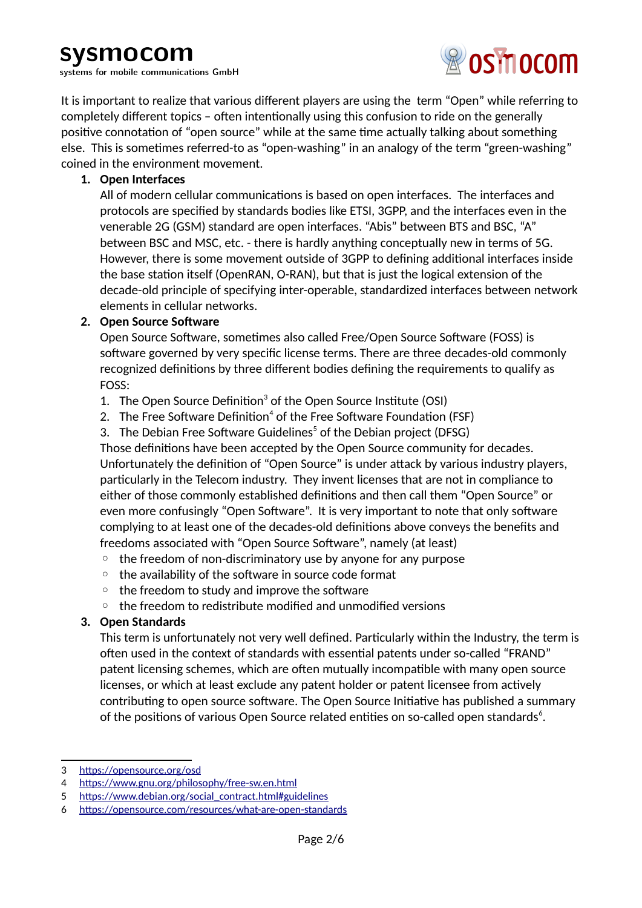It is important to realize that various different players are using the term "Open" while referring to completely different topics – often intentionally using this confusion to ride on the generally positive connotation of "open source" while at the same time actually talking about something else. This is sometimes referred-to as "open-washing" in an analogy of the term "green-washing" coined in the environment movement.

1. **Open Interfaces**
   All of modern cellular communications is based on open interfaces. The interfaces and protocols are specified by standards bodies like ETSI, 3GPP, and the interfaces even in the venerable 2G (GSM) standard are open interfaces. "Abis" between BTS and BSC, "A" between BSC and MSC, etc. - there is hardly anything conceptually new in terms of 5G. However, there is some movement outside of 3GPP to defining additional interfaces inside the base station itself (OpenRAN, O-RAN), but that is just the logical extension of the decade-old principle of specifying inter-operable, standardized interfaces between network elements in cellular networks.
2. **Open Source Software**
   Open Source Software, sometimes also called Free/Open Source Software (FOSS) is software governed by very specific license terms. There are three decades-old commonly recognized definitions by three different bodies defining the requirements to qualify as FOSS:
   1. The Open Source Definition[3] of the Open Source Institute (OSI)
   2. The Free Software Definition[4] of the Free Software Foundation (FSF)
   3. The Debian Free Software Guidelines[5] of the Debian project (DFSG)

   Those definitions have been accepted by the Open Source community for decades. Unfortunately the definition of "Open Source" is under attack by various industry players, particularly in the Telecom industry. They invent licenses that are not in compliance to either of those commonly established definitions and then call them "Open Source" or even more confusingly "Open Software". It is very important to note that only software complying to at least one of the decades-old definitions above conveys the benefits and freedoms associated with "Open Source Software", namely (at least)
   - the freedom of non-discriminatory use by anyone for any purpose
   - the availability of the software in source code format
   - the freedom to study and improve the software
   - the freedom to redistribute modified and unmodified versions
3. **Open Standards**
   This term is unfortunately not very well defined. Particularly within the Industry, the term is often used in the context of standards with essential patents under so-called "FRAND" patent licensing schemes, which are often mutually incompatible with many open source licenses, or which at least exclude any patent holder or patent licensee from actively contributing to open source software. The Open Source Initiative has published a summary of the positions of various Open Source related entities on so-called open standards[6].

---

3 https://opensource.org/osd
4 https://www.gnu.org/philosophy/free-sw.en.html
5 https://www.debian.org/social_contract.html#guidelines
6 https://opensource.com/resources/what-are-open-standards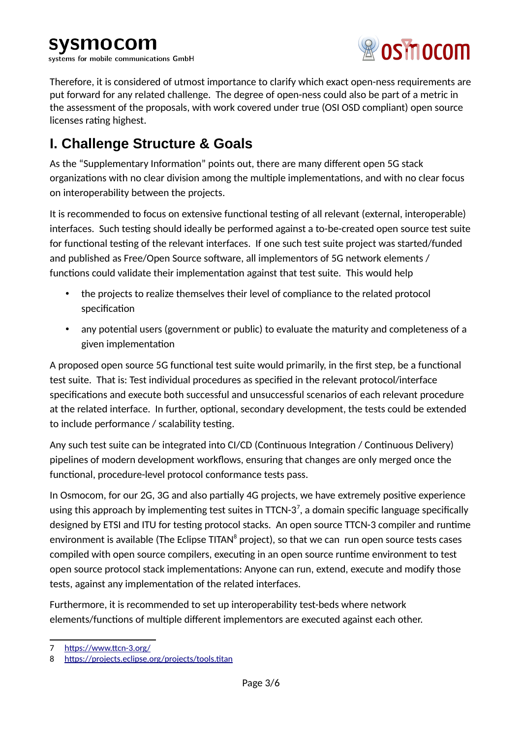Therefore, it is considered of utmost importance to clarify which exact open-ness requirements are put forward for any related challenge. The degree of open-ness could also be part of a metric in the assessment of the proposals, with work covered under true (OSI OSD compliant) open source licenses rating highest.

## I. Challenge Structure & Goals

As the "Supplementary Information" points out, there are many different open 5G stack organizations with no clear division among the multiple implementations, and with no clear focus on interoperability between the projects.

It is recommended to focus on extensive functional testing of all relevant (external, interoperable) interfaces. Such testing should ideally be performed against a to-be-created open source test suite for functional testing of the relevant interfaces. If one such test suite project was started/funded and published as Free/Open Source software, all implementors of 5G network elements / functions could validate their implementation against that test suite. This would help

- the projects to realize themselves their level of compliance to the related protocol specification
- any potential users (government or public) to evaluate the maturity and completeness of a given implementation

A proposed open source 5G functional test suite would primarily, in the first step, be a functional test suite. That is: Test individual procedures as specified in the relevant protocol/interface specifications and execute both successful and unsuccessful scenarios of each relevant procedure at the related interface. In further, optional, secondary development, the tests could be extended to include performance / scalability testing.

Any such test suite can be integrated into CI/CD (Continuous Integration / Continuous Delivery) pipelines of modern development workflows, ensuring that changes are only merged once the functional, procedure-level protocol conformance tests pass.

In Osmocom, for our 2G, 3G and also partially 4G projects, we have extremely positive experience using this approach by implementing test suites in TTCN-3[7], a domain specific language specifically designed by ETSI and ITU for testing protocol stacks. An open source TTCN-3 compiler and runtime environment is available (The Eclipse TITAN[8] project), so that we can run open source tests cases compiled with open source compilers, executing in an open source runtime environment to test open source protocol stack implementations: Anyone can run, extend, execute and modify those tests, against any implementation of the related interfaces.

Furthermore, it is recommended to set up interoperability test-beds where network elements/functions of multiple different implementors are executed against each other.

---

7 https://www.ttcn-3.org/

8 https://projects.eclipse.org/projects/tools.titan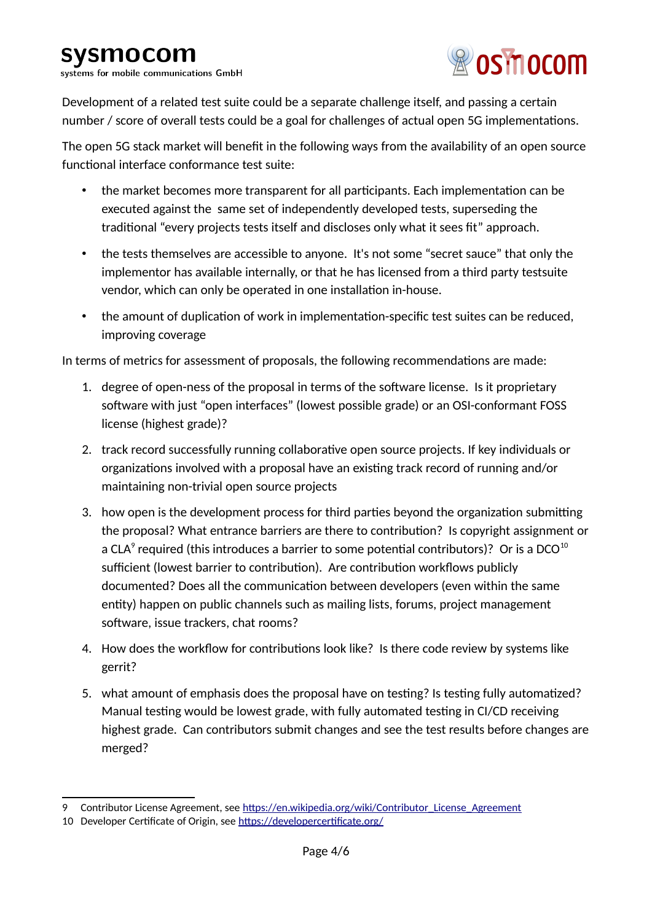Development of a related test suite could be a separate challenge itself, and passing a certain number / score of overall tests could be a goal for challenges of actual open 5G implementations.

The open 5G stack market will benefit in the following ways from the availability of an open source functional interface conformance test suite:

- the market becomes more transparent for all participants. Each implementation can be executed against the same set of independently developed tests, superseding the traditional "every projects tests itself and discloses only what it sees fit" approach.
- the tests themselves are accessible to anyone. It's not some "secret sauce" that only the implementor has available internally, or that he has licensed from a third party testsuite vendor, which can only be operated in one installation in-house.
- the amount of duplication of work in implementation-specific test suites can be reduced, improving coverage

In terms of metrics for assessment of proposals, the following recommendations are made:

1. degree of open-ness of the proposal in terms of the software license. Is it proprietary software with just "open interfaces" (lowest possible grade) or an OSI-conformant FOSS license (highest grade)?
2. track record successfully running collaborative open source projects. If key individuals or organizations involved with a proposal have an existing track record of running and/or maintaining non-trivial open source projects
3. how open is the development process for third parties beyond the organization submitting the proposal? What entrance barriers are there to contribution? Is copyright assignment or a CLA[9] required (this introduces a barrier to some potential contributors)? Or is a DCO[10] sufficient (lowest barrier to contribution). Are contribution workflows publicly documented? Does all the communication between developers (even within the same entity) happen on public channels such as mailing lists, forums, project management software, issue trackers, chat rooms?
4. How does the workflow for contributions look like? Is there code review by systems like gerrit?
5. what amount of emphasis does the proposal have on testing? Is testing fully automatized? Manual testing would be lowest grade, with fully automated testing in CI/CD receiving highest grade. Can contributors submit changes and see the test results before changes are merged?

---

9 Contributor License Agreement, see https://en.wikipedia.org/wiki/Contributor_License_Agreement

10 Developer Certificate of Origin, see https://developercertificate.org/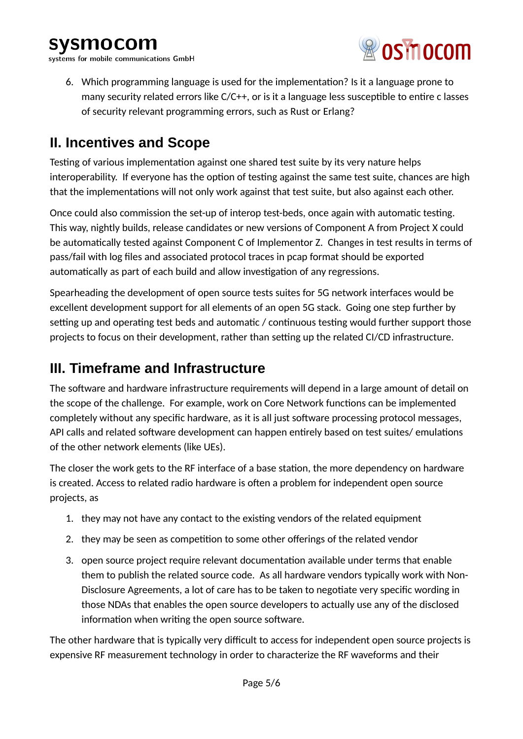6. Which programming language is used for the implementation? Is it a language prone to many security related errors like C/C++, or is it a language less susceptible to entire c lasses of security relevant programming errors, such as Rust or Erlang?

## II. Incentives and Scope

Testing of various implementation against one shared test suite by its very nature helps interoperability. If everyone has the option of testing against the same test suite, chances are high that the implementations will not only work against that test suite, but also against each other.

Once could also commission the set-up of interop test-beds, once again with automatic testing. This way, nightly builds, release candidates or new versions of Component A from Project X could be automatically tested against Component C of Implementor Z. Changes in test results in terms of pass/fail with log files and associated protocol traces in pcap format should be exported automatically as part of each build and allow investigation of any regressions.

Spearheading the development of open source tests suites for 5G network interfaces would be excellent development support for all elements of an open 5G stack. Going one step further by setting up and operating test beds and automatic / continuous testing would further support those projects to focus on their development, rather than setting up the related CI/CD infrastructure.

## III. Timeframe and Infrastructure

The software and hardware infrastructure requirements will depend in a large amount of detail on the scope of the challenge. For example, work on Core Network functions can be implemented completely without any specific hardware, as it is all just software processing protocol messages, API calls and related software development can happen entirely based on test suites/ emulations of the other network elements (like UEs).

The closer the work gets to the RF interface of a base station, the more dependency on hardware is created. Access to related radio hardware is often a problem for independent open source projects, as

1. they may not have any contact to the existing vendors of the related equipment
2. they may be seen as competition to some other offerings of the related vendor
3. open source project require relevant documentation available under terms that enable them to publish the related source code. As all hardware vendors typically work with Non-Disclosure Agreements, a lot of care has to be taken to negotiate very specific wording in those NDAs that enables the open source developers to actually use any of the disclosed information when writing the open source software.

The other hardware that is typically very difficult to access for independent open source projects is expensive RF measurement technology in order to characterize the RF waveforms and their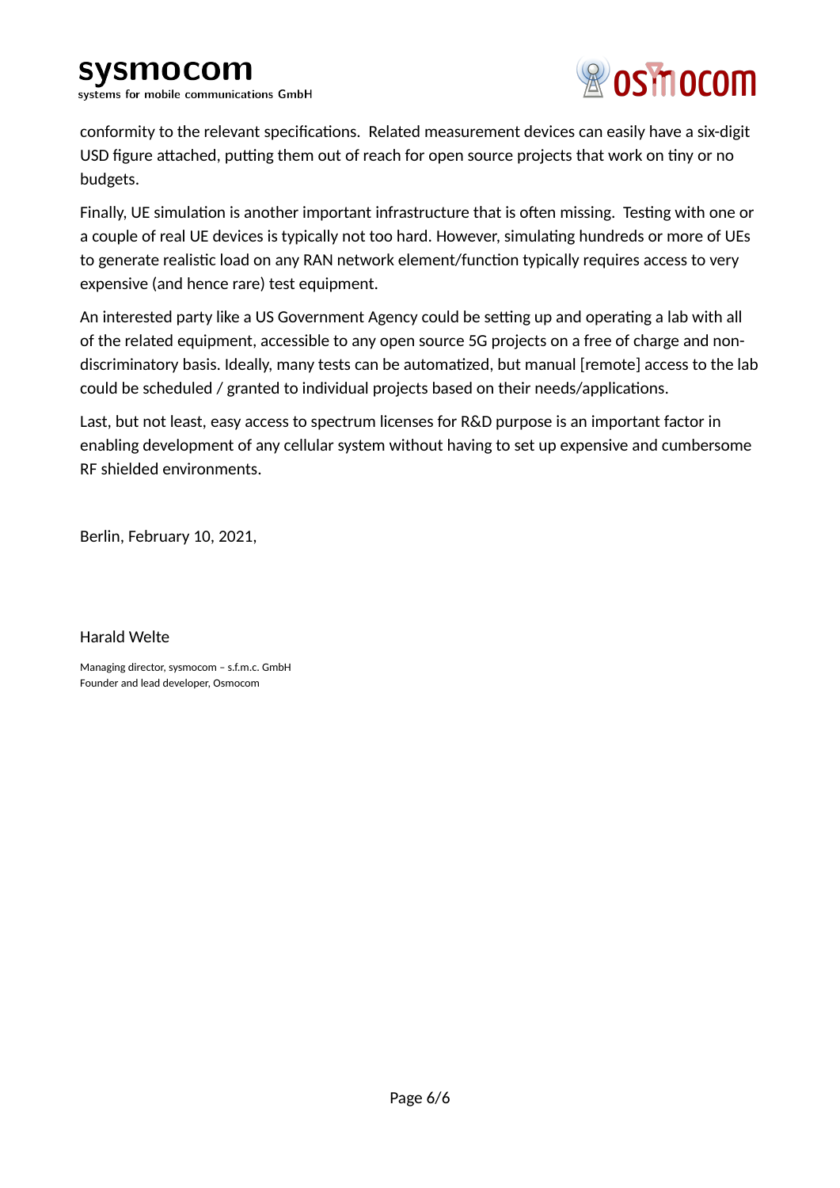conformity to the relevant specifications. Related measurement devices can easily have a six-digit USD figure attached, putting them out of reach for open source projects that work on tiny or no budgets.

Finally, UE simulation is another important infrastructure that is often missing. Testing with one or a couple of real UE devices is typically not too hard. However, simulating hundreds or more of UEs to generate realistic load on any RAN network element/function typically requires access to very expensive (and hence rare) test equipment.

An interested party like a US Government Agency could be setting up and operating a lab with all of the related equipment, accessible to any open source 5G projects on a free of charge and non-discriminatory basis. Ideally, many tests can be automatized, but manual [remote] access to the lab could be scheduled / granted to individual projects based on their needs/applications.

Last, but not least, easy access to spectrum licenses for R&D purpose is an important factor in enabling development of any cellular system without having to set up expensive and cumbersome RF shielded environments.

Berlin, February 10, 2021,

Harald Welte

Managing director, sysmocom – s.f.m.c. GmbH
Founder and lead developer, Osmocom